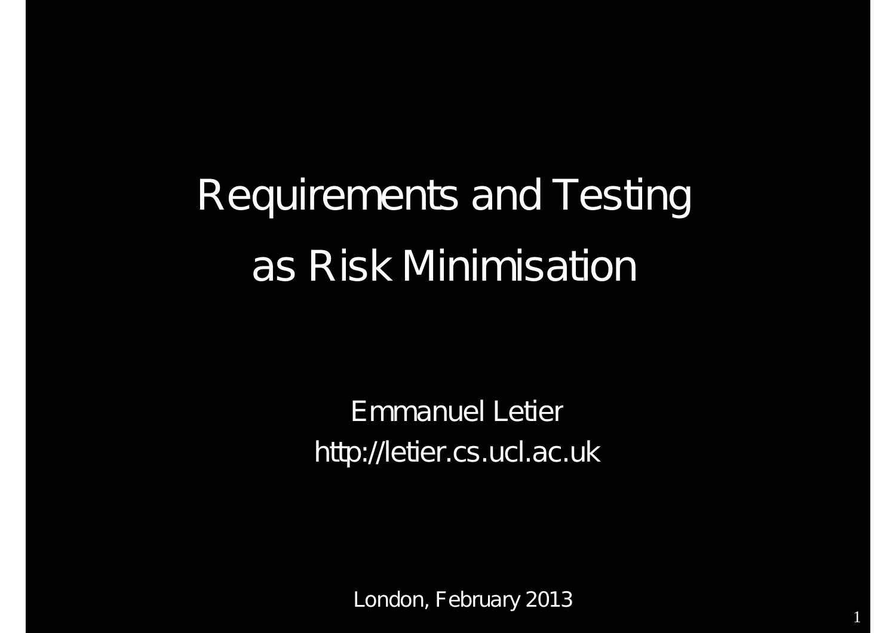# Requirements and Testing as Risk Minimisation

Emmanuel Letier

http://letier.cs.ucl.ac.uk

London, February 2013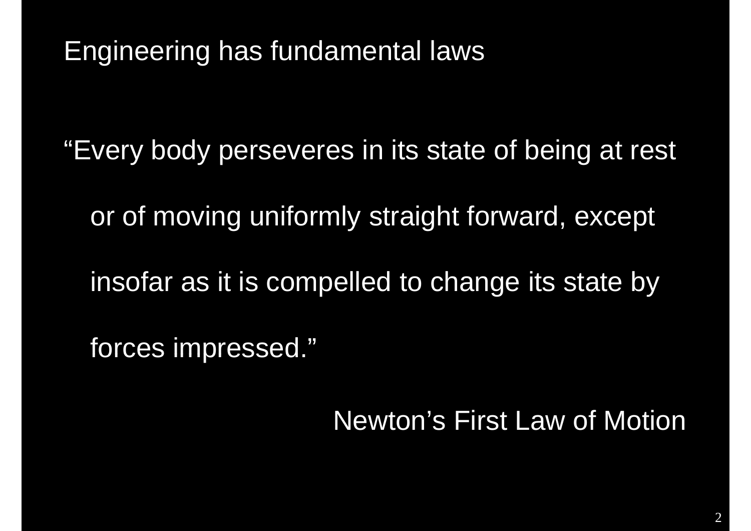# Engineering has fundamental laws

"Every body perseveres in its state of being at rest or of moving uniformly straight forward, except insofar as it is compelled to change its state by forces impressed."

Newton's First Law of Motion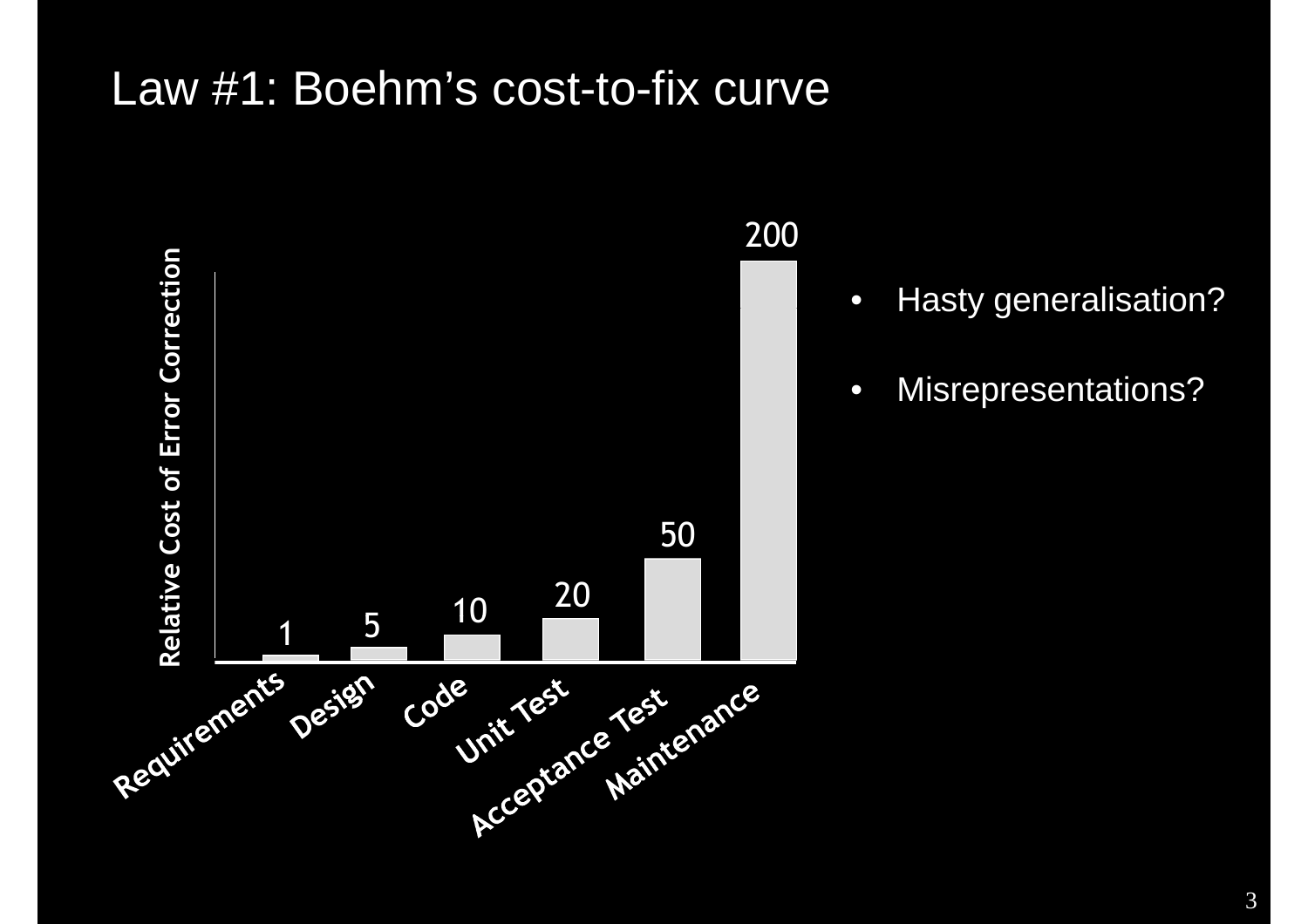# Law #1: Boehm's cost-to-fix curve

| Phase | Relative Cost of Error Correction |
|---|---|
| Requirements | 1 |
| Design | 5 |
| Code | 10 |
| Unit Test | 20 |
| Acceptance Test | 50 |
| Maintenance | 200 |

- Hasty generalisation?
- Misrepresentations?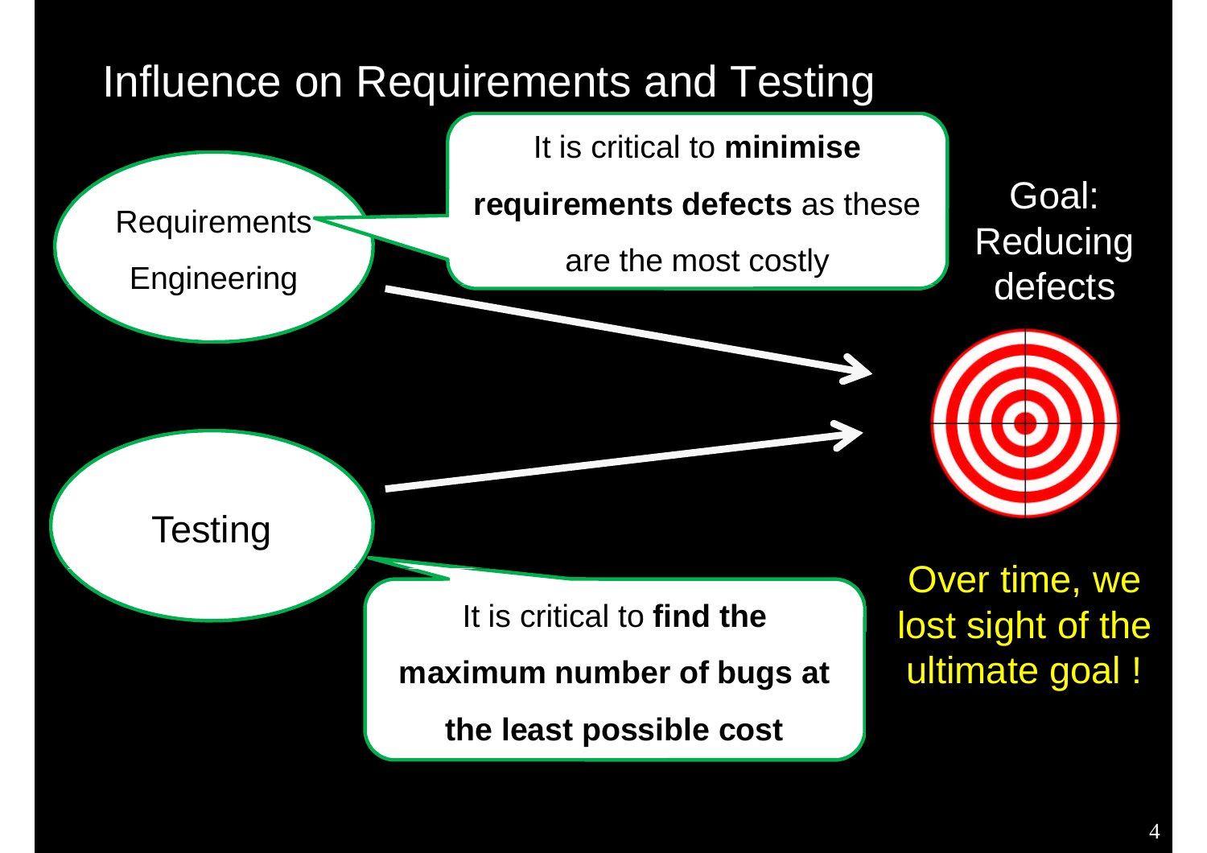# Influence on Requirements and Testing

Requirements Engineering

It is critical to **minimise requirements defects** as these are the most costly

Goal: Reducing defects

Testing

It is critical to **find the maximum number of bugs at the least possible cost**

Over time, we lost sight of the ultimate goal !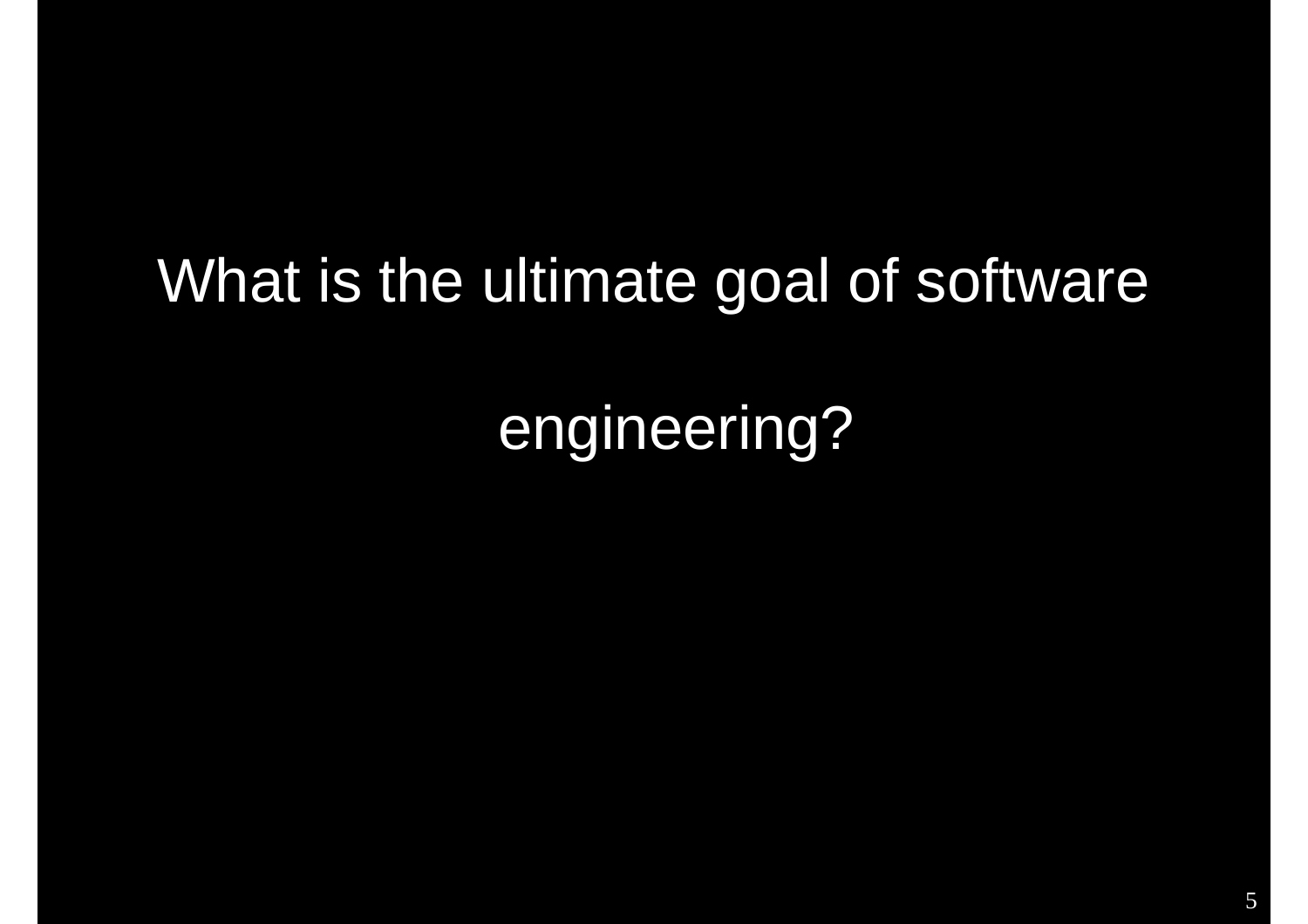What is the ultimate goal of software engineering?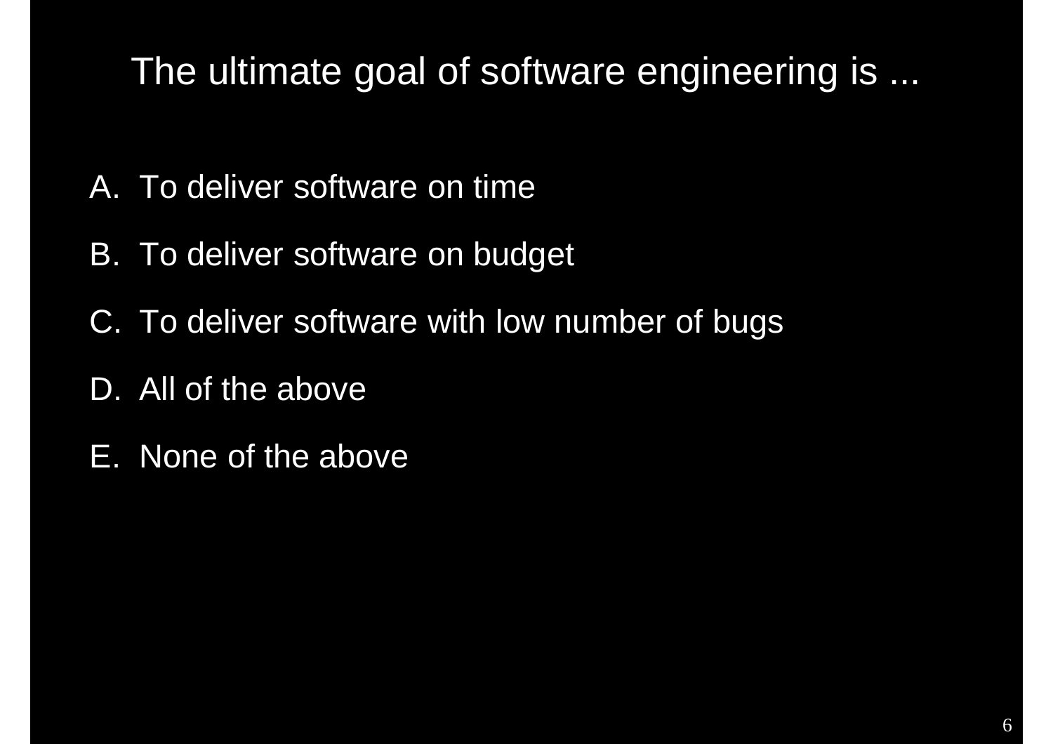# The ultimate goal of software engineering is ...

A. To deliver software on time

B. To deliver software on budget

C. To deliver software with low number of bugs

D. All of the above

E. None of the above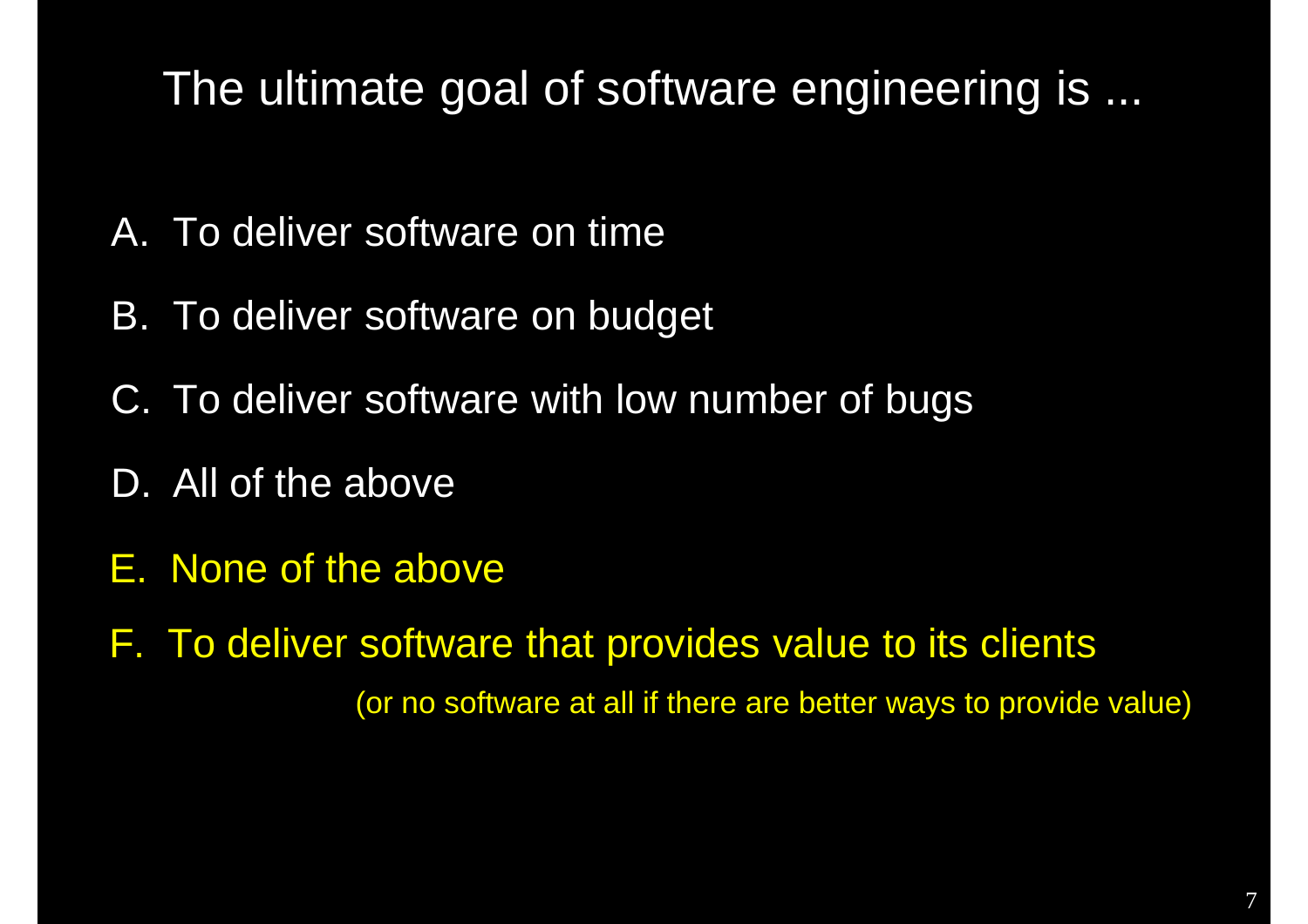# The ultimate goal of software engineering is ...

A. To deliver software on time

B. To deliver software on budget

C. To deliver software with low number of bugs

D. All of the above

E. None of the above

F. To deliver software that provides value to its clients

(or no software at all if there are better ways to provide value)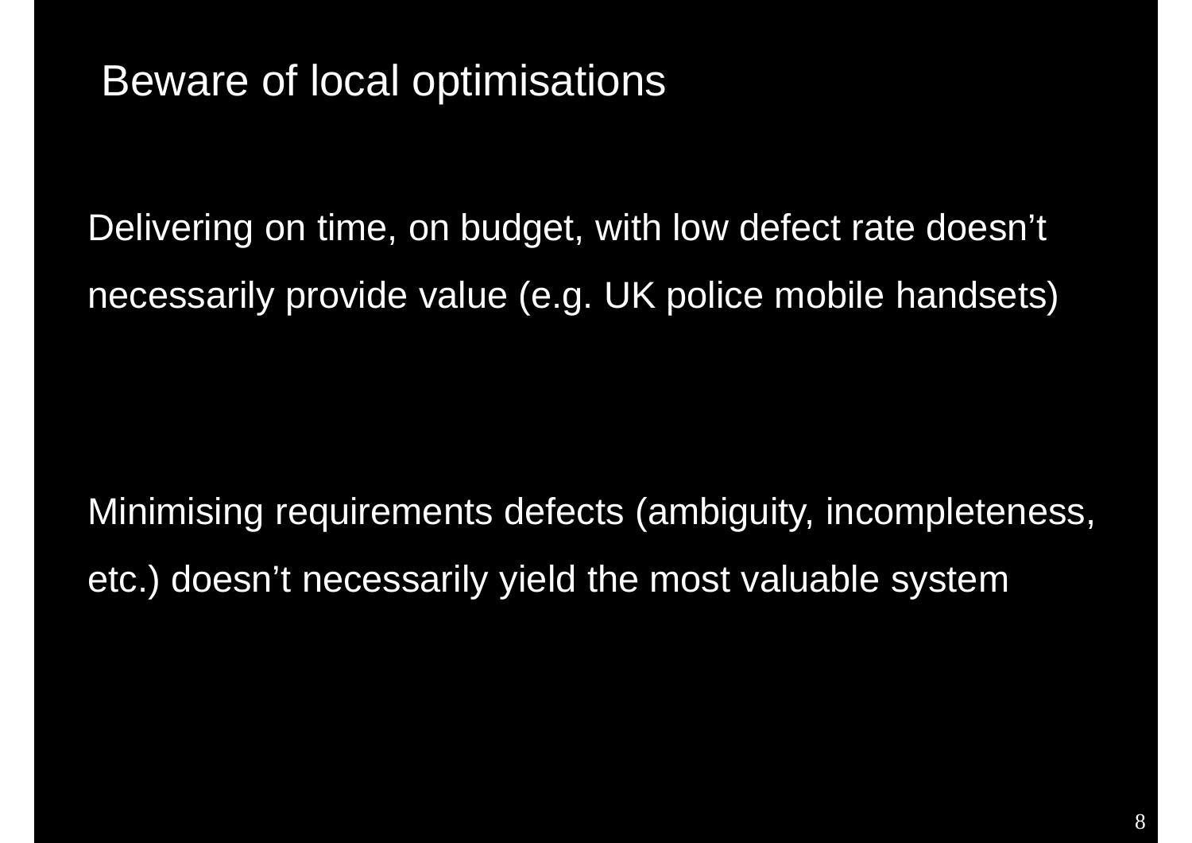# Beware of local optimisations

Delivering on time, on budget, with low defect rate doesn’t necessarily provide value (e.g. UK police mobile handsets)

Minimising requirements defects (ambiguity, incompleteness, etc.) doesn’t necessarily yield the most valuable system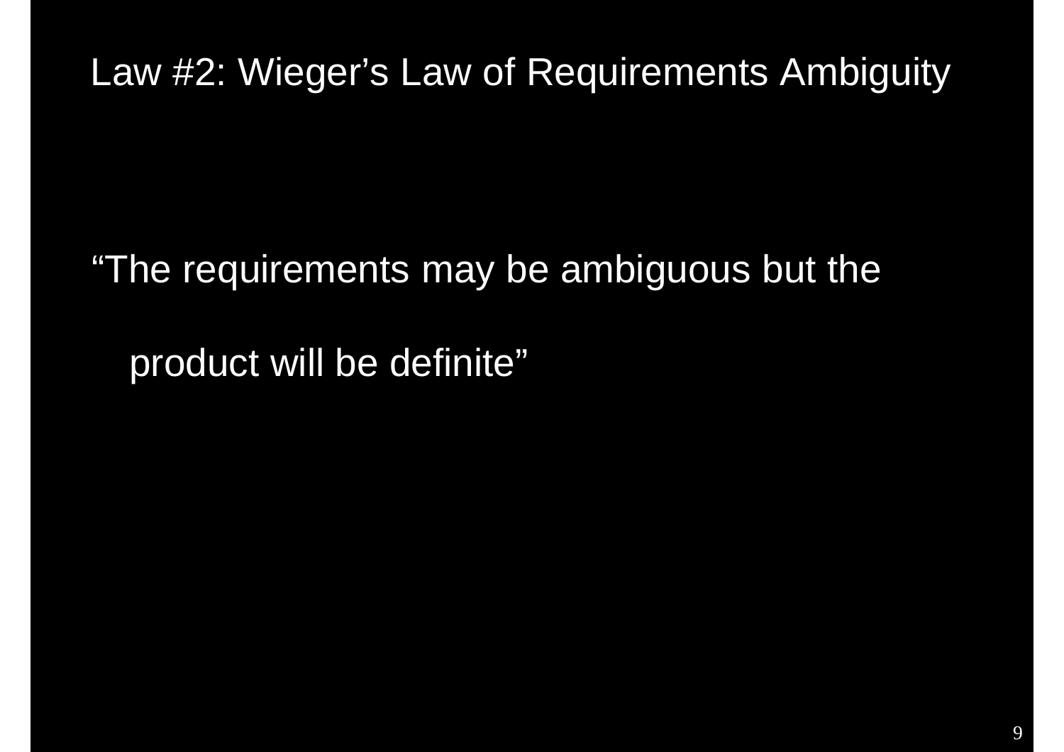# Law #2: Wieger's Law of Requirements Ambiguity

"The requirements may be ambiguous but the product will be definite"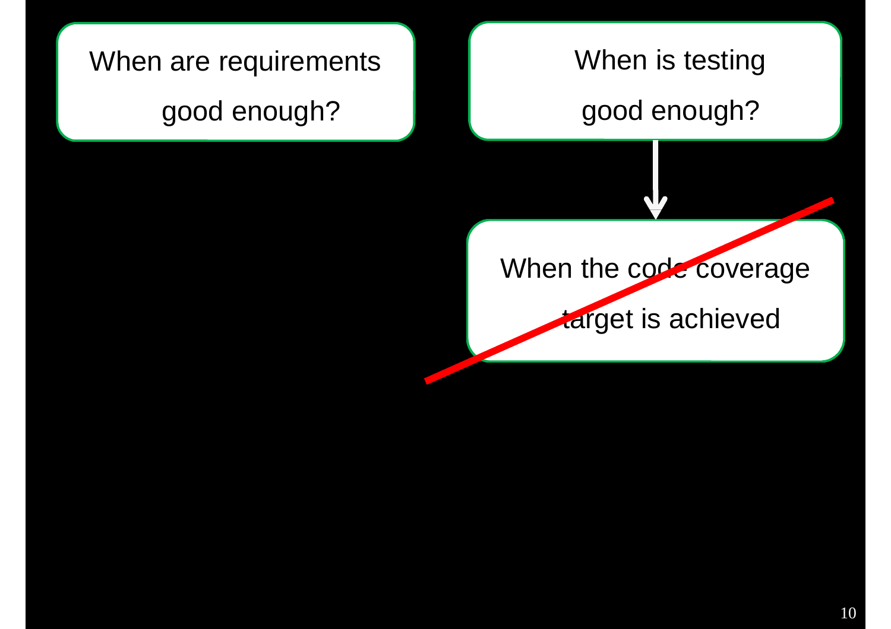When are requirements good enough?

When is testing good enough?

~~When the code coverage target is achieved~~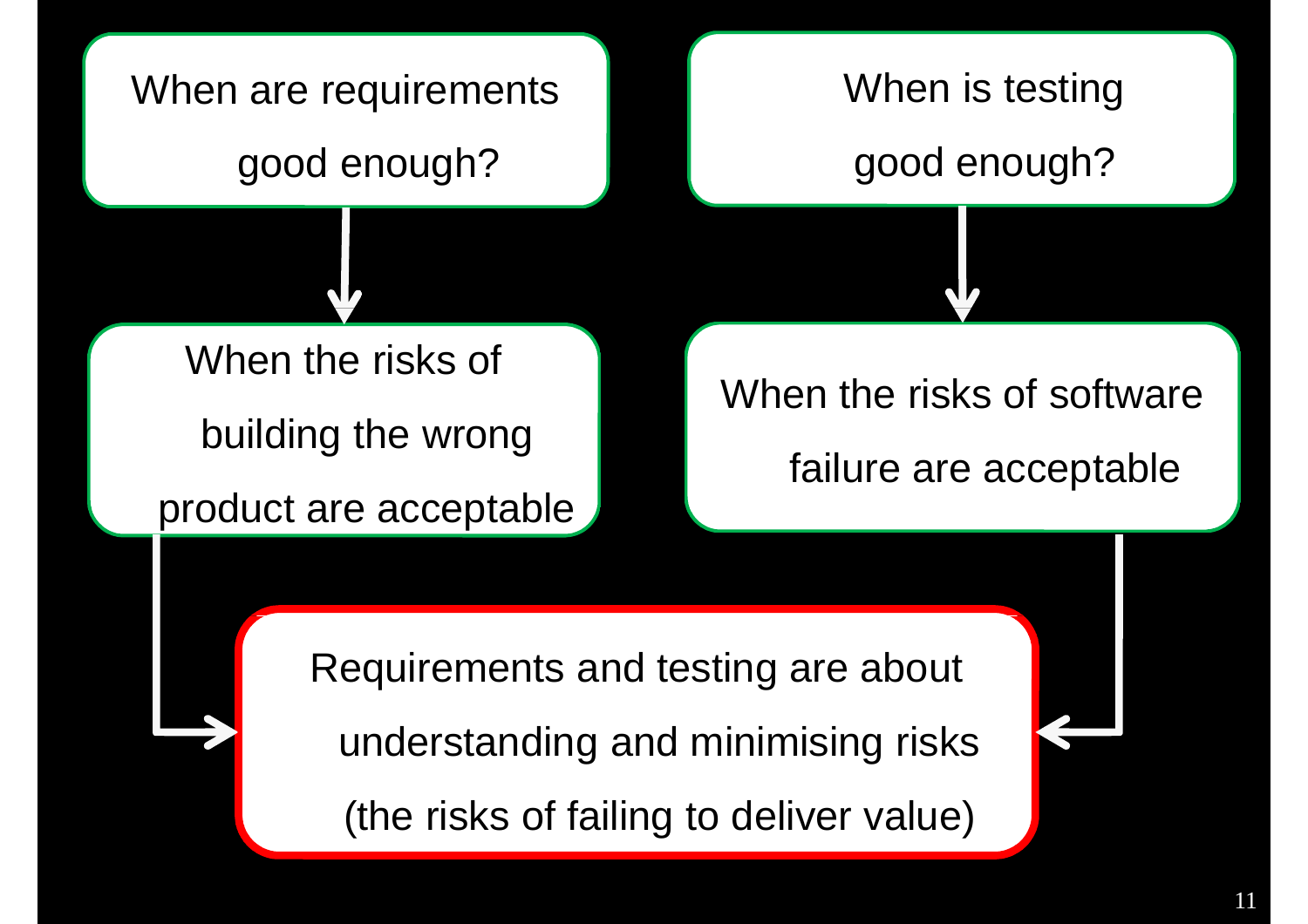When are requirements good enough?

↓

When the risks of building the wrong product are acceptable

When is testing good enough?

↓

When the risks of software failure are acceptable

**Requirements and testing are about understanding and minimising risks (the risks of failing to deliver value)**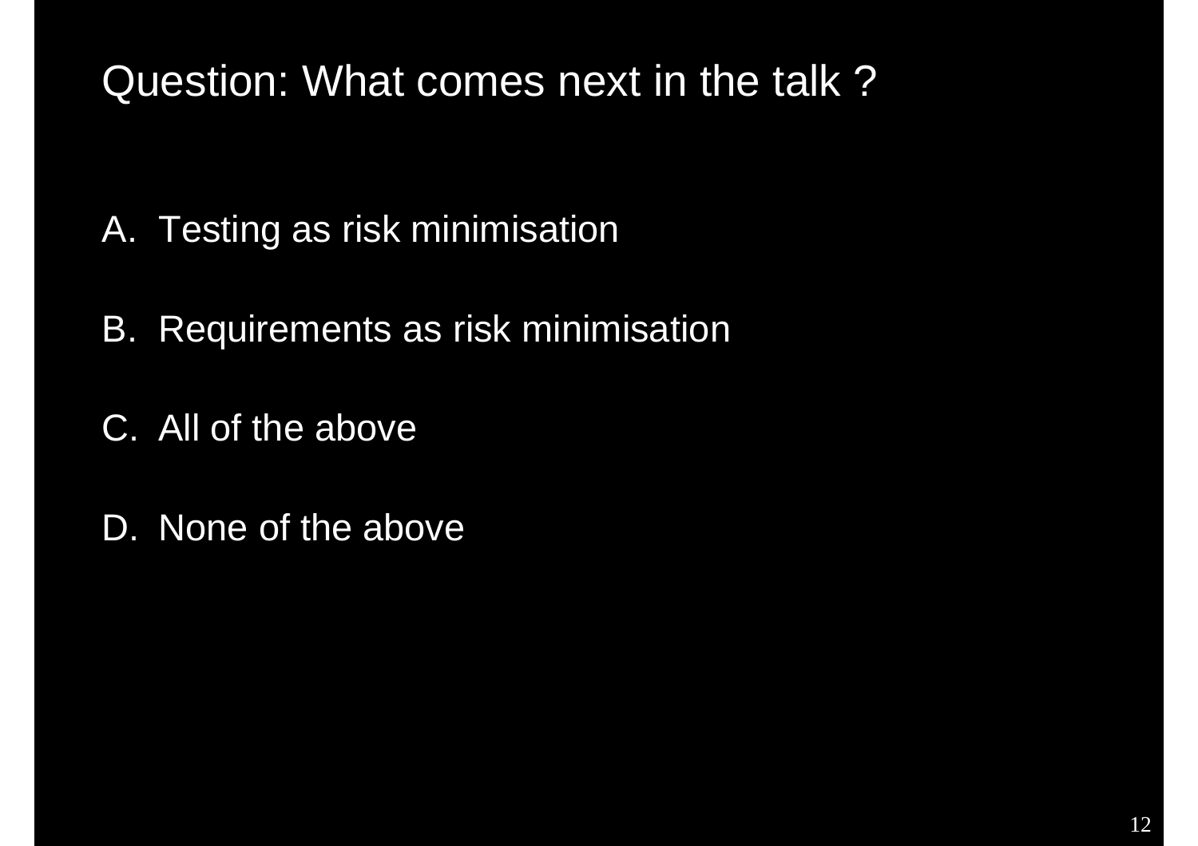# Question: What comes next in the talk ?

A. Testing as risk minimisation

B. Requirements as risk minimisation

C. All of the above

D. None of the above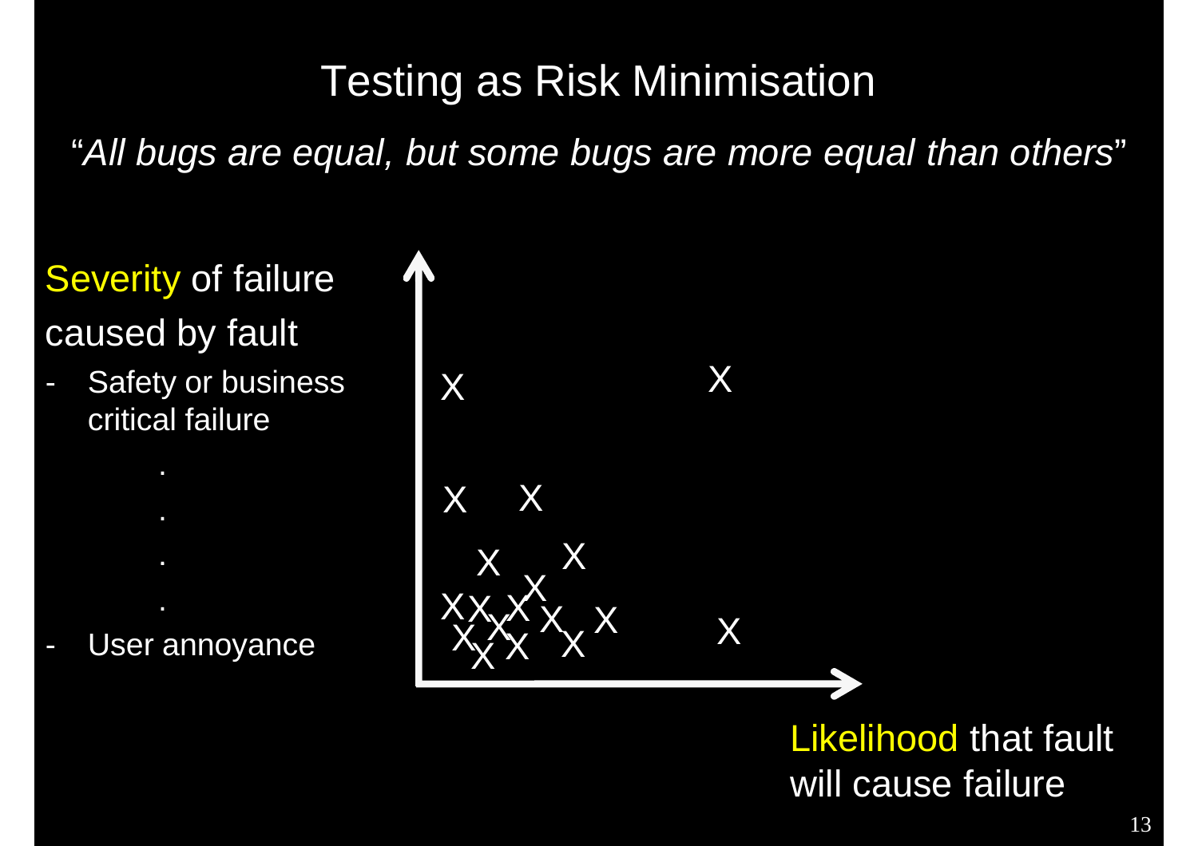# Testing as Risk Minimisation

"*All bugs are equal, but some bugs are more equal than others*"

Severity of failure caused by fault

- Safety or business critical failure

.

.

.

.

- User annoyance

Likelihood that fault will cause failure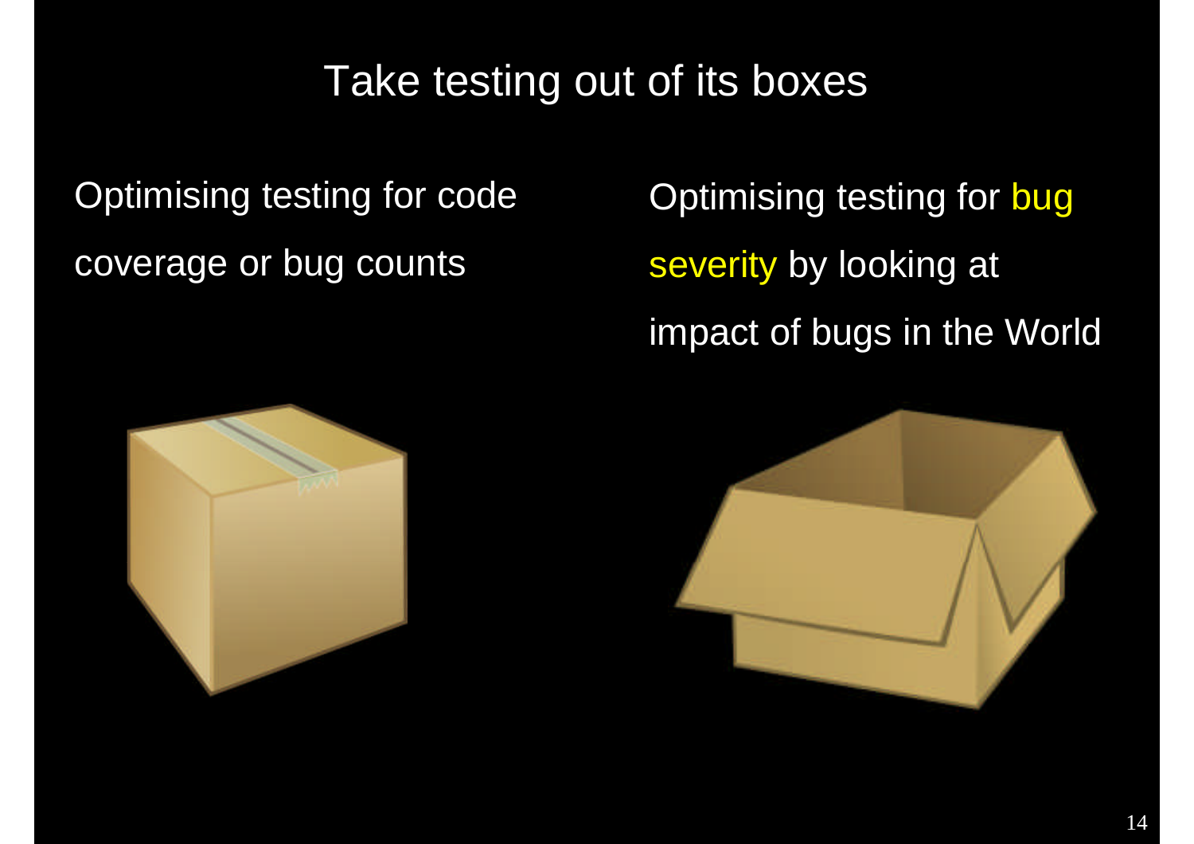# Take testing out of its boxes

Optimising testing for code coverage or bug counts

Optimising testing for bug severity by looking at impact of bugs in the World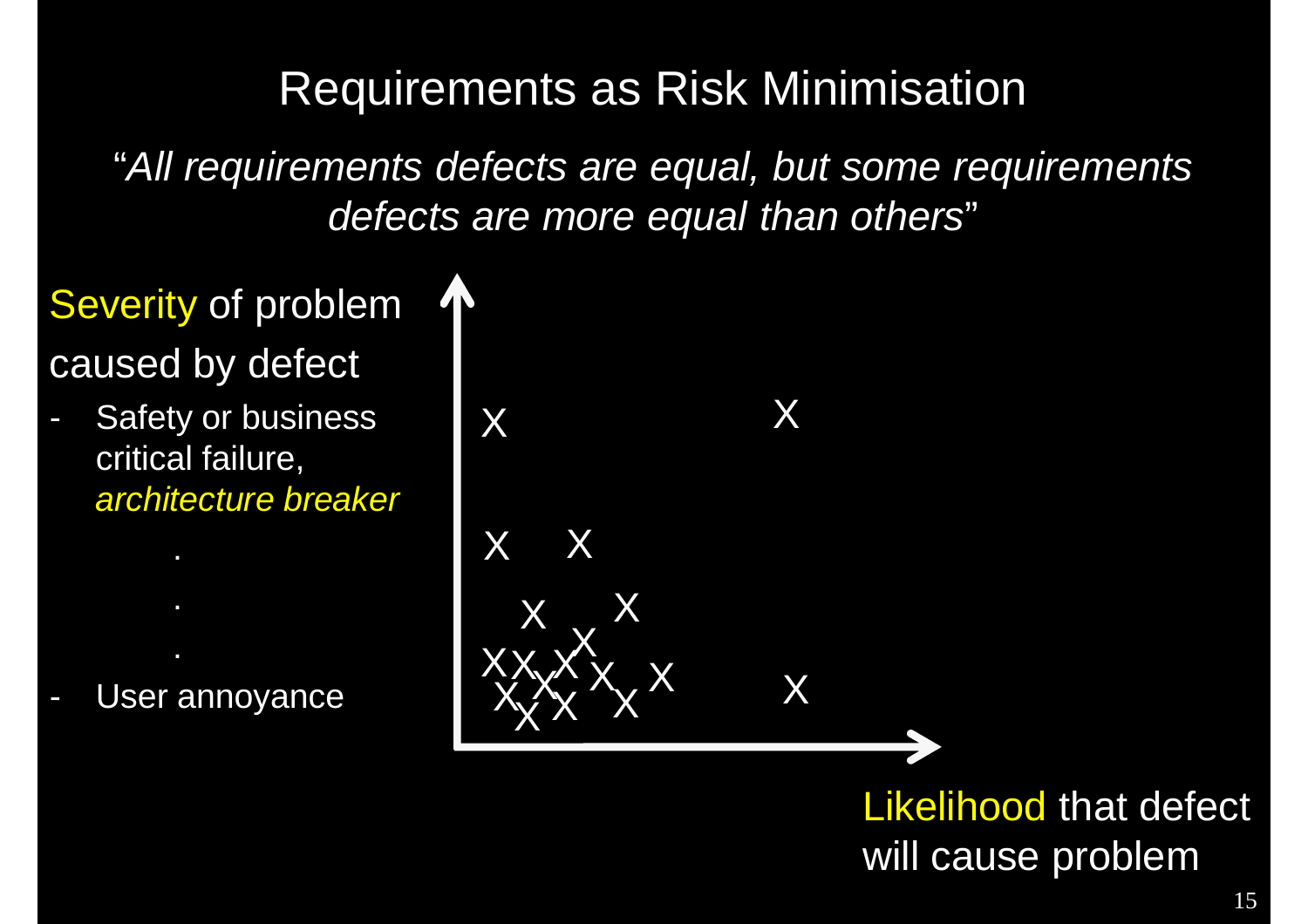# Requirements as Risk Minimisation

*"All requirements defects are equal, but some requirements defects are more equal than others"*

Severity of problem caused by defect

- Safety or business critical failure, *architecture breaker*

.

.

.

- User annoyance

Likelihood that defect will cause problem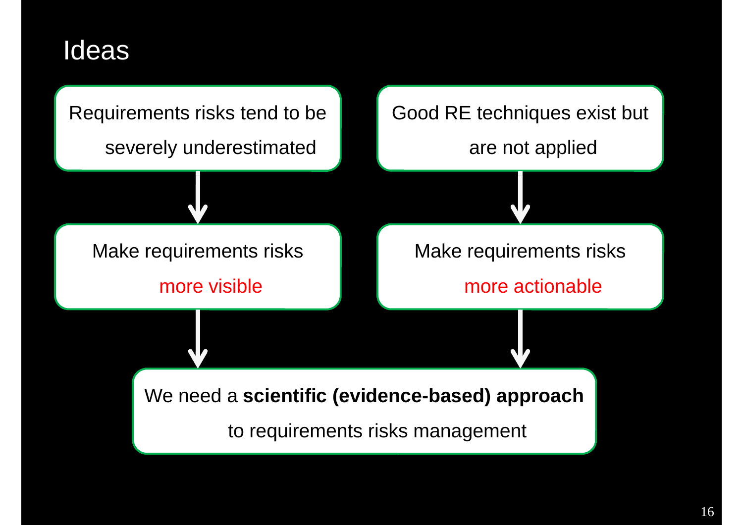# Ideas

Requirements risks tend to be severely underestimated

↓

Make requirements risks more visible

Good RE techniques exist but are not applied

↓

Make requirements risks more actionable

↓

We need a **scientific (evidence-based) approach** to requirements risks management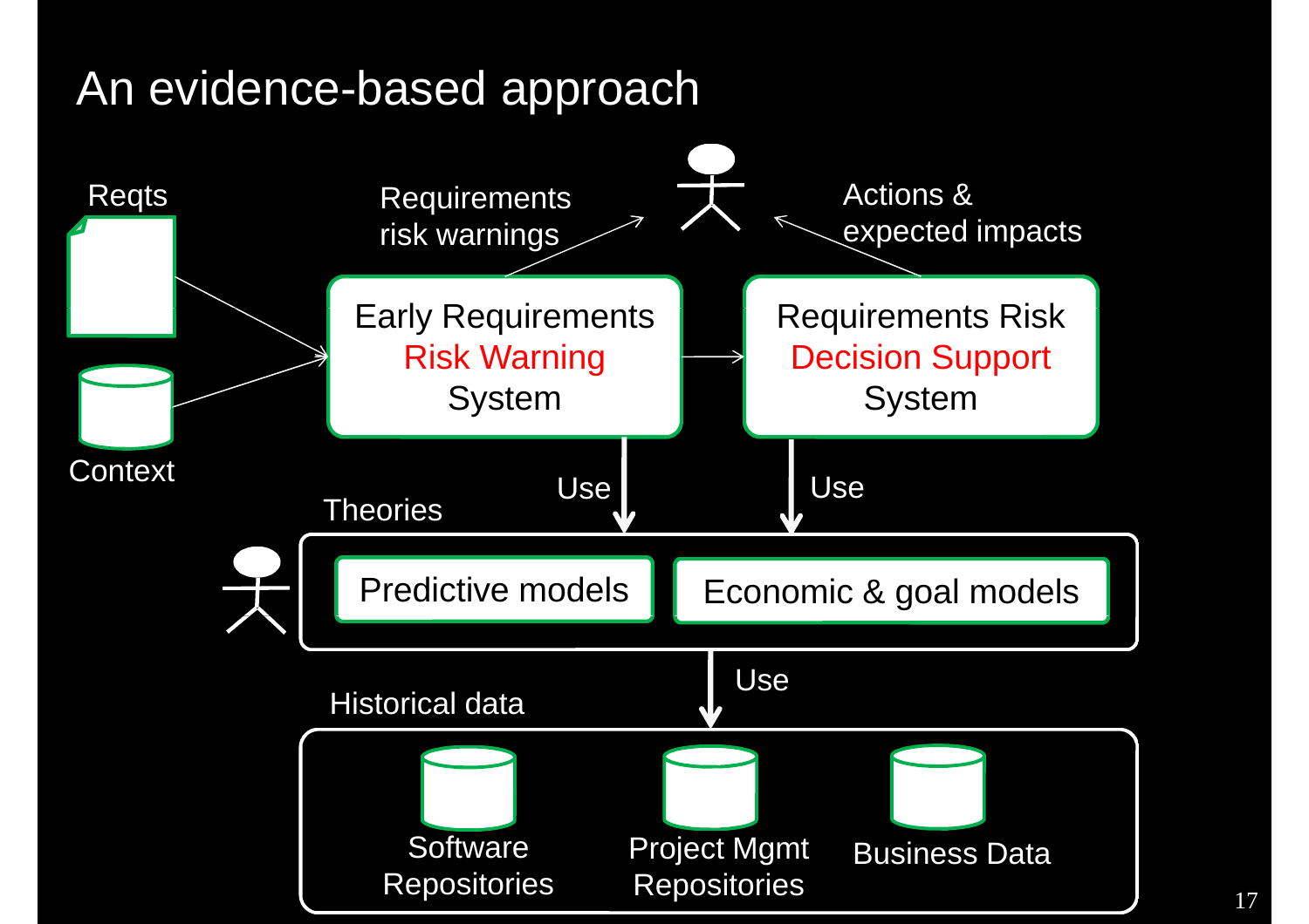# An evidence-based approach

Reqts

Context

Requirements risk warnings

Actions & expected impacts

Early Requirements Risk Warning System

Requirements Risk Decision Support System

Use

Use

Theories

Predictive models

Economic & goal models

Use

Historical data

Software Repositories

Project Mgmt Repositories

Business Data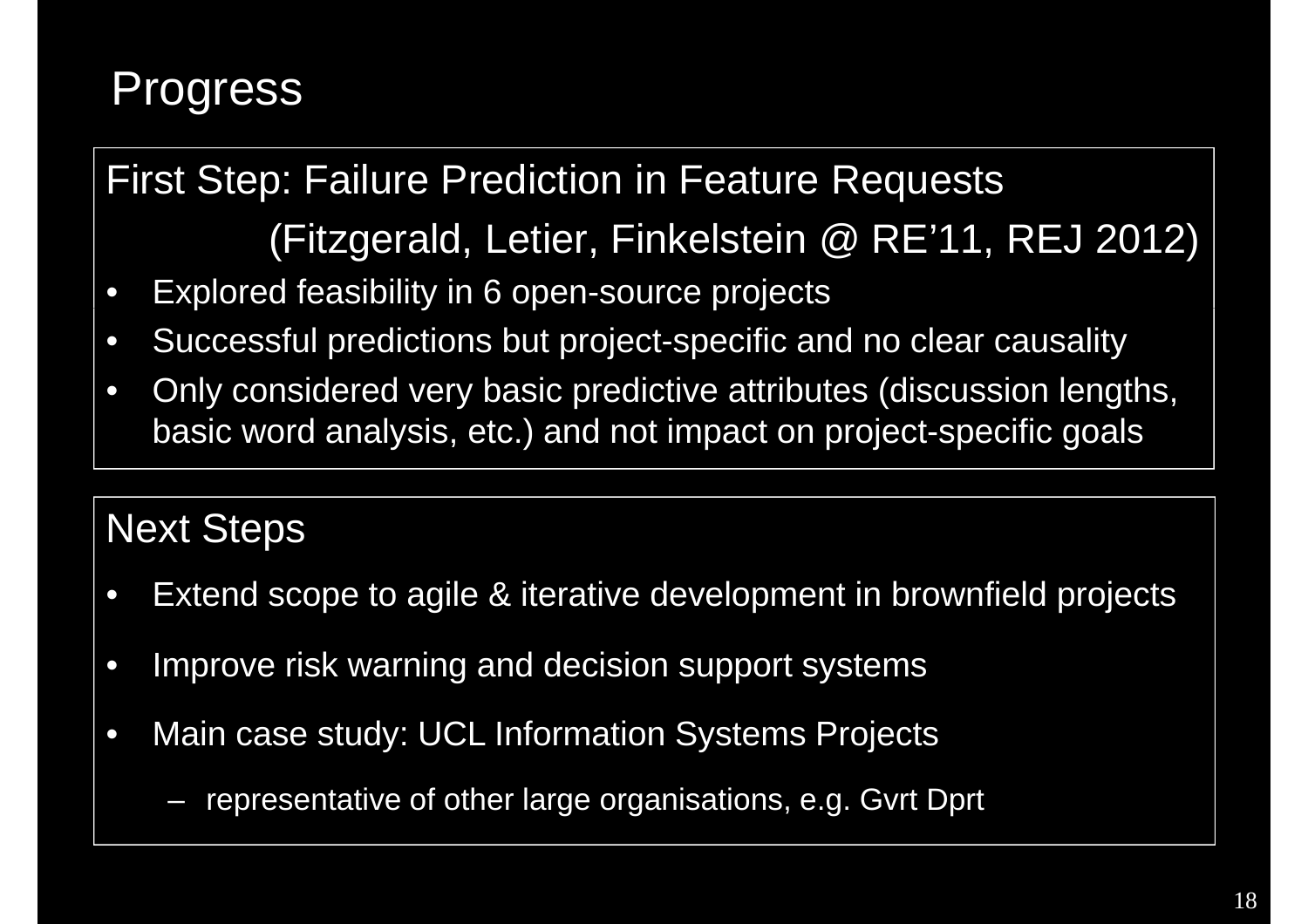# Progress

## First Step: Failure Prediction in Feature Requests

(Fitzgerald, Letier, Finkelstein @ RE'11, REJ 2012)

- Explored feasibility in 6 open-source projects
- Successful predictions but project-specific and no clear causality
- Only considered very basic predictive attributes (discussion lengths, basic word analysis, etc.) and not impact on project-specific goals

## Next Steps

- Extend scope to agile & iterative development in brownfield projects
- Improve risk warning and decision support systems
- Main case study: UCL Information Systems Projects
  - representative of other large organisations, e.g. Gvrt Dprt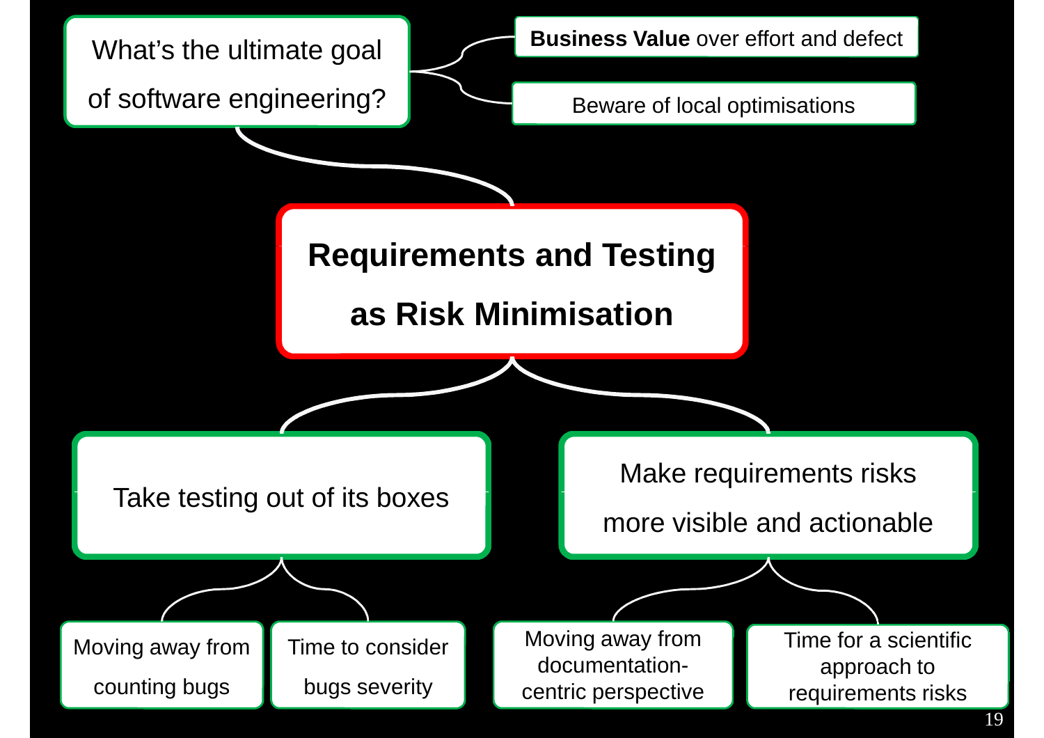# Requirements and Testing as Risk Minimisation

What's the ultimate goal of software engineering?

- **Business Value** over effort and defect
- Beware of local optimisations

## Take testing out of its boxes

- Moving away from counting bugs
- Time to consider bugs severity

## Make requirements risks more visible and actionable

- Moving away from documentation-centric perspective
- Time for a scientific approach to requirements risks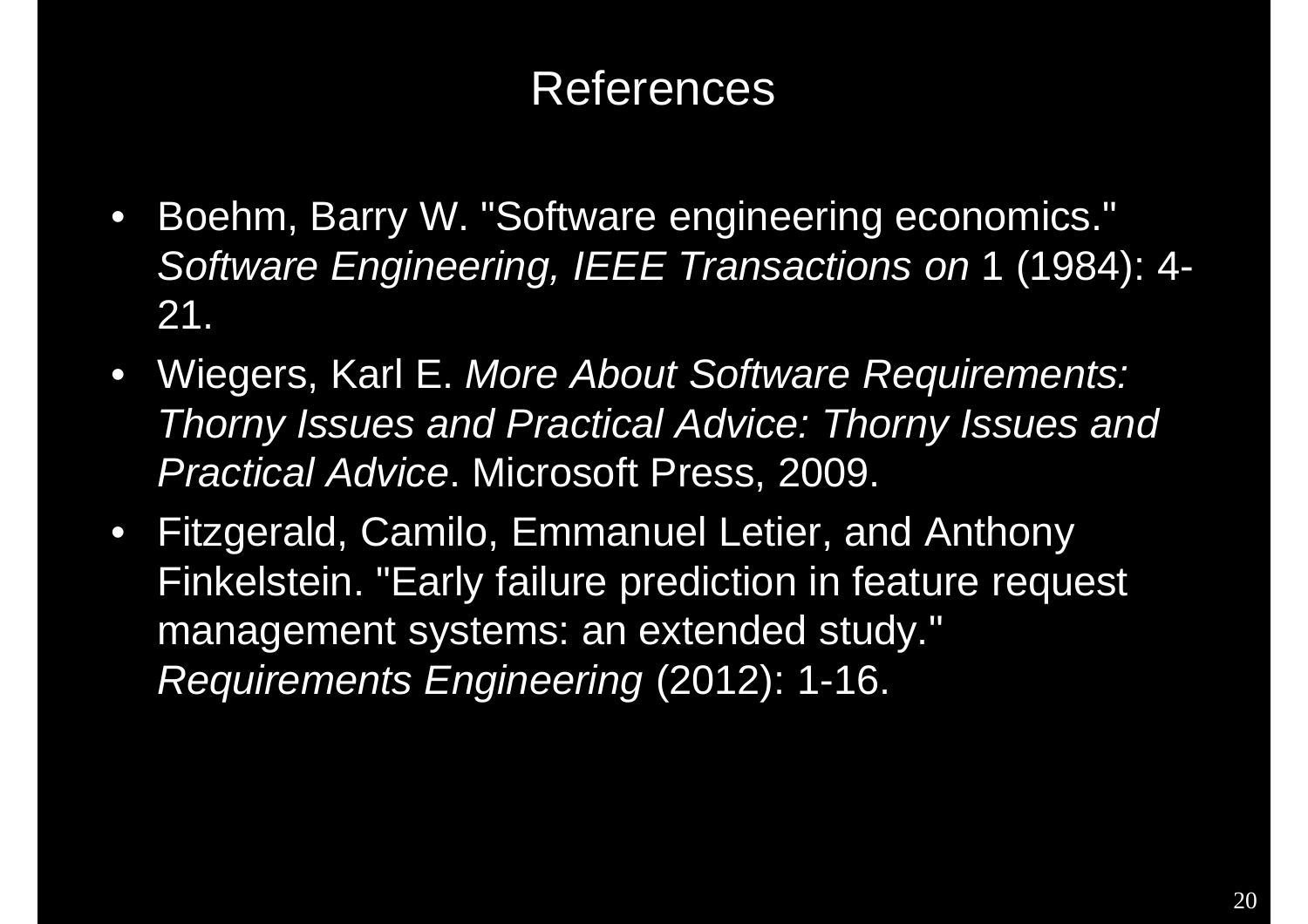# References

- Boehm, Barry W. "Software engineering economics." *Software Engineering, IEEE Transactions on* 1 (1984): 4-21.
- Wiegers, Karl E. *More About Software Requirements: Thorny Issues and Practical Advice: Thorny Issues and Practical Advice*. Microsoft Press, 2009.
- Fitzgerald, Camilo, Emmanuel Letier, and Anthony Finkelstein. "Early failure prediction in feature request management systems: an extended study." *Requirements Engineering* (2012): 1-16.